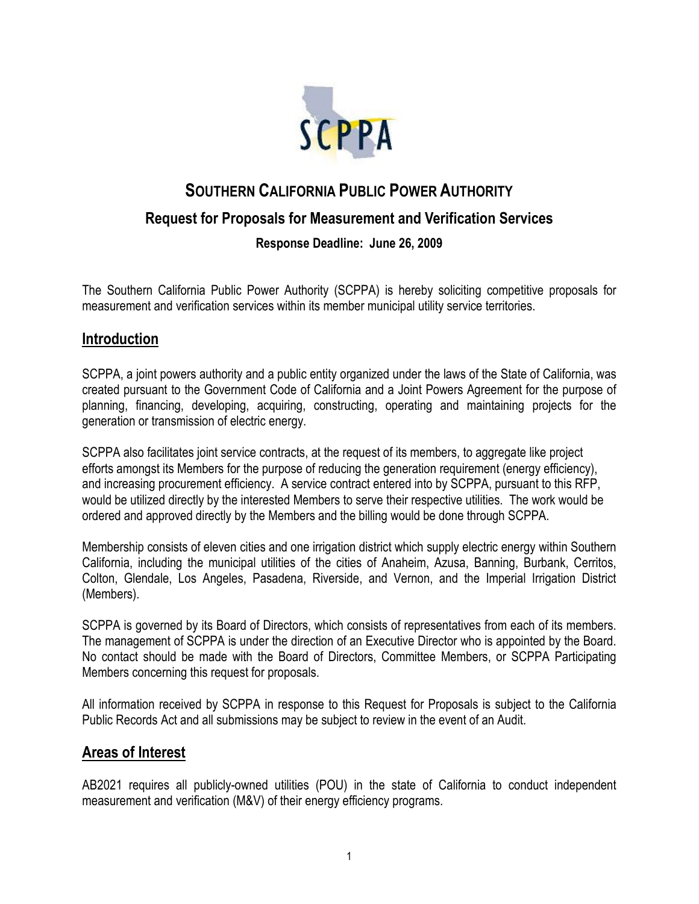# SOUTHERN CALIFORNIA PUBLIC POWER AUTHORITY

## Request for Proposals for Measurement and Verification Services

**Response Deadline: June 26, 2009**

The Southern California Public Power Authority (SCPPA) is hereby soliciting competitive proposals for measurement and verification services within its member municipal utility service territories.

## Introduction

SCPPA, a joint powers authority and a public entity organized under the laws of the State of California, was created pursuant to the Government Code of California and a Joint Powers Agreement for the purpose of planning, financing, developing, acquiring, constructing, operating and maintaining projects for the generation or transmission of electric energy.

SCPPA also facilitates joint service contracts, at the request of its members, to aggregate like project efforts amongst its Members for the purpose of reducing the generation requirement (energy efficiency), and increasing procurement efficiency. A service contract entered into by SCPPA, pursuant to this RFP, would be utilized directly by the interested Members to serve their respective utilities. The work would be ordered and approved directly by the Members and the billing would be done through SCPPA.

Membership consists of eleven cities and one irrigation district which supply electric energy within Southern California, including the municipal utilities of the cities of Anaheim, Azusa, Banning, Burbank, Cerritos, Colton, Glendale, Los Angeles, Pasadena, Riverside, and Vernon, and the Imperial Irrigation District (Members).

SCPPA is governed by its Board of Directors, which consists of representatives from each of its members. The management of SCPPA is under the direction of an Executive Director who is appointed by the Board. No contact should be made with the Board of Directors, Committee Members, or SCPPA Participating Members concerning this request for proposals.

All information received by SCPPA in response to this Request for Proposals is subject to the California Public Records Act and all submissions may be subject to review in the event of an Audit.

## Areas of Interest

AB2021 requires all publicly-owned utilities (POU) in the state of California to conduct independent measurement and verification (M&V) of their energy efficiency programs.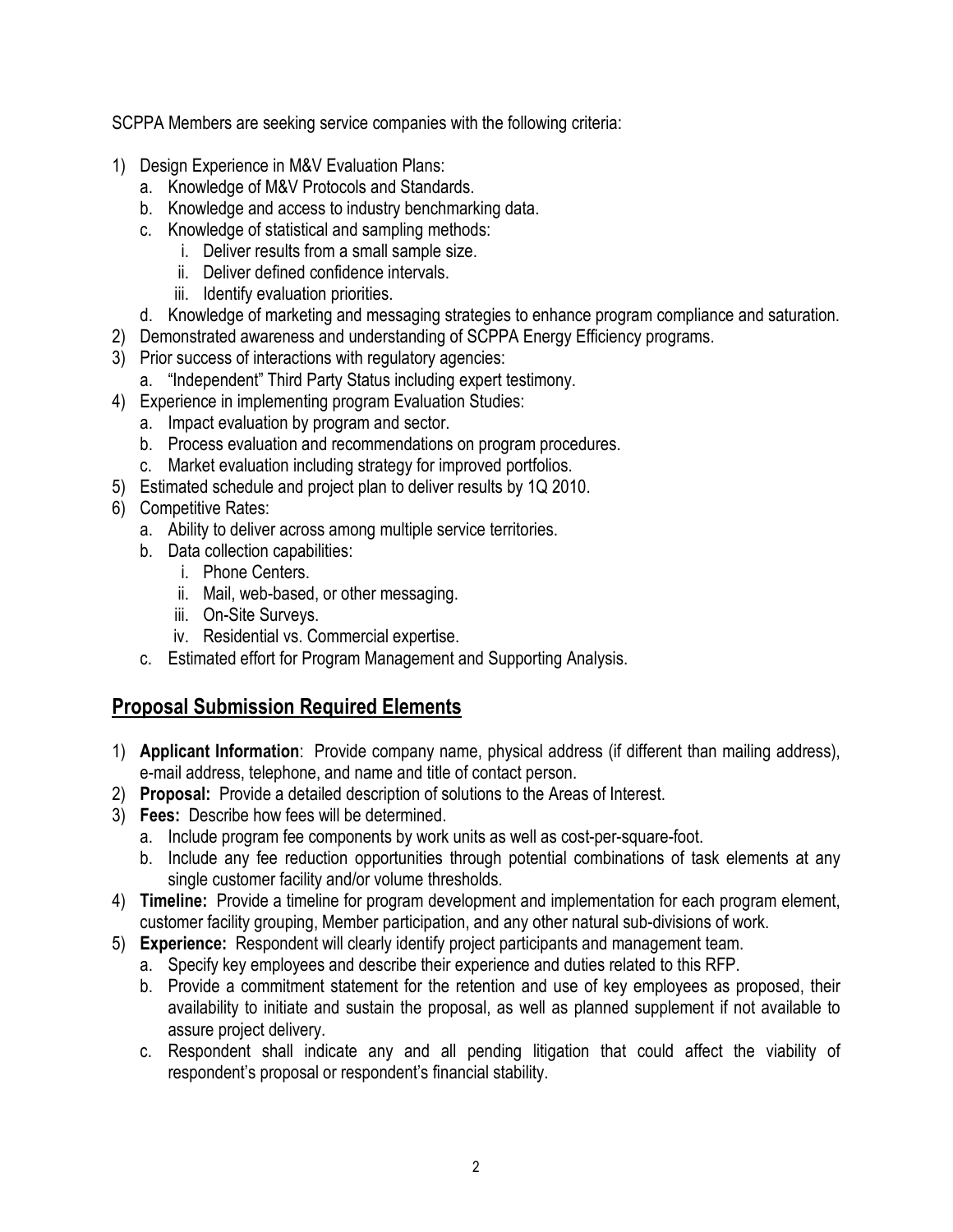SCPPA Members are seeking service companies with the following criteria:

1) Design Experience in M&V Evaluation Plans:
   a. Knowledge of M&V Protocols and Standards.
   b. Knowledge and access to industry benchmarking data.
   c. Knowledge of statistical and sampling methods:
      i. Deliver results from a small sample size.
      ii. Deliver defined confidence intervals.
      iii. Identify evaluation priorities.
   d. Knowledge of marketing and messaging strategies to enhance program compliance and saturation.
2) Demonstrated awareness and understanding of SCPPA Energy Efficiency programs.
3) Prior success of interactions with regulatory agencies:
   a. "Independent" Third Party Status including expert testimony.
4) Experience in implementing program Evaluation Studies:
   a. Impact evaluation by program and sector.
   b. Process evaluation and recommendations on program procedures.
   c. Market evaluation including strategy for improved portfolios.
5) Estimated schedule and project plan to deliver results by 1Q 2010.
6) Competitive Rates:
   a. Ability to deliver across among multiple service territories.
   b. Data collection capabilities:
      i. Phone Centers.
      ii. Mail, web-based, or other messaging.
      iii. On-Site Surveys.
      iv. Residential vs. Commercial expertise.
   c. Estimated effort for Program Management and Supporting Analysis.

## Proposal Submission Required Elements

1) **Applicant Information**: Provide company name, physical address (if different than mailing address), e-mail address, telephone, and name and title of contact person.
2) **Proposal:** Provide a detailed description of solutions to the Areas of Interest.
3) **Fees:** Describe how fees will be determined.
   a. Include program fee components by work units as well as cost-per-square-foot.
   b. Include any fee reduction opportunities through potential combinations of task elements at any single customer facility and/or volume thresholds.
4) **Timeline:** Provide a timeline for program development and implementation for each program element, customer facility grouping, Member participation, and any other natural sub-divisions of work.
5) **Experience:** Respondent will clearly identify project participants and management team.
   a. Specify key employees and describe their experience and duties related to this RFP.
   b. Provide a commitment statement for the retention and use of key employees as proposed, their availability to initiate and sustain the proposal, as well as planned supplement if not available to assure project delivery.
   c. Respondent shall indicate any and all pending litigation that could affect the viability of respondent's proposal or respondent's financial stability.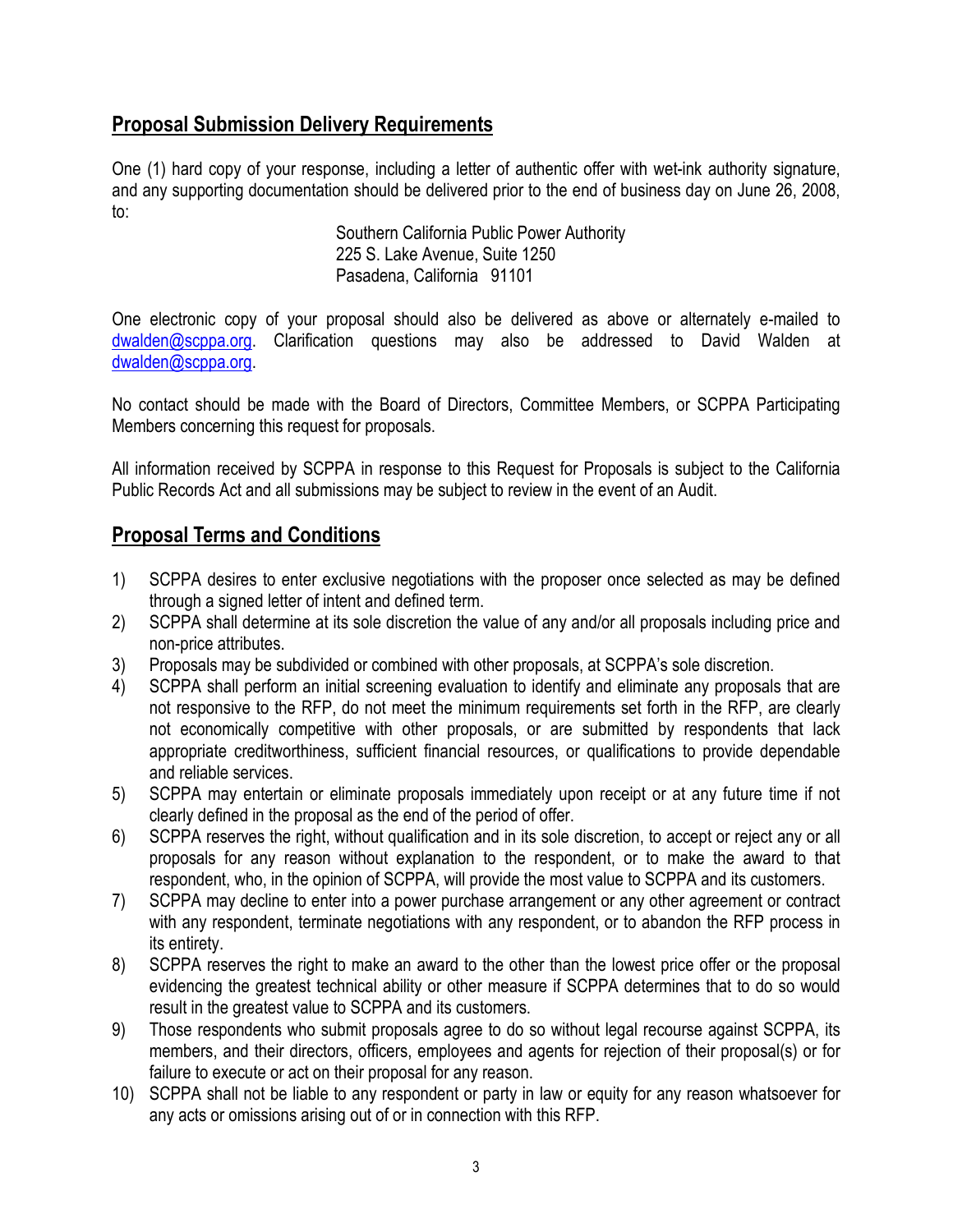## Proposal Submission Delivery Requirements

One (1) hard copy of your response, including a letter of authentic offer with wet-ink authority signature, and any supporting documentation should be delivered prior to the end of business day on June 26, 2008, to:

Southern California Public Power Authority
225 S. Lake Avenue, Suite 1250
Pasadena, California 91101

One electronic copy of your proposal should also be delivered as above or alternately e-mailed to dwalden@scppa.org. Clarification questions may also be addressed to David Walden at dwalden@scppa.org.

No contact should be made with the Board of Directors, Committee Members, or SCPPA Participating Members concerning this request for proposals.

All information received by SCPPA in response to this Request for Proposals is subject to the California Public Records Act and all submissions may be subject to review in the event of an Audit.

## Proposal Terms and Conditions

1) SCPPA desires to enter exclusive negotiations with the proposer once selected as may be defined through a signed letter of intent and defined term.
2) SCPPA shall determine at its sole discretion the value of any and/or all proposals including price and non-price attributes.
3) Proposals may be subdivided or combined with other proposals, at SCPPA's sole discretion.
4) SCPPA shall perform an initial screening evaluation to identify and eliminate any proposals that are not responsive to the RFP, do not meet the minimum requirements set forth in the RFP, are clearly not economically competitive with other proposals, or are submitted by respondents that lack appropriate creditworthiness, sufficient financial resources, or qualifications to provide dependable and reliable services.
5) SCPPA may entertain or eliminate proposals immediately upon receipt or at any future time if not clearly defined in the proposal as the end of the period of offer.
6) SCPPA reserves the right, without qualification and in its sole discretion, to accept or reject any or all proposals for any reason without explanation to the respondent, or to make the award to that respondent, who, in the opinion of SCPPA, will provide the most value to SCPPA and its customers.
7) SCPPA may decline to enter into a power purchase arrangement or any other agreement or contract with any respondent, terminate negotiations with any respondent, or to abandon the RFP process in its entirety.
8) SCPPA reserves the right to make an award to the other than the lowest price offer or the proposal evidencing the greatest technical ability or other measure if SCPPA determines that to do so would result in the greatest value to SCPPA and its customers.
9) Those respondents who submit proposals agree to do so without legal recourse against SCPPA, its members, and their directors, officers, employees and agents for rejection of their proposal(s) or for failure to execute or act on their proposal for any reason.
10) SCPPA shall not be liable to any respondent or party in law or equity for any reason whatsoever for any acts or omissions arising out of or in connection with this RFP.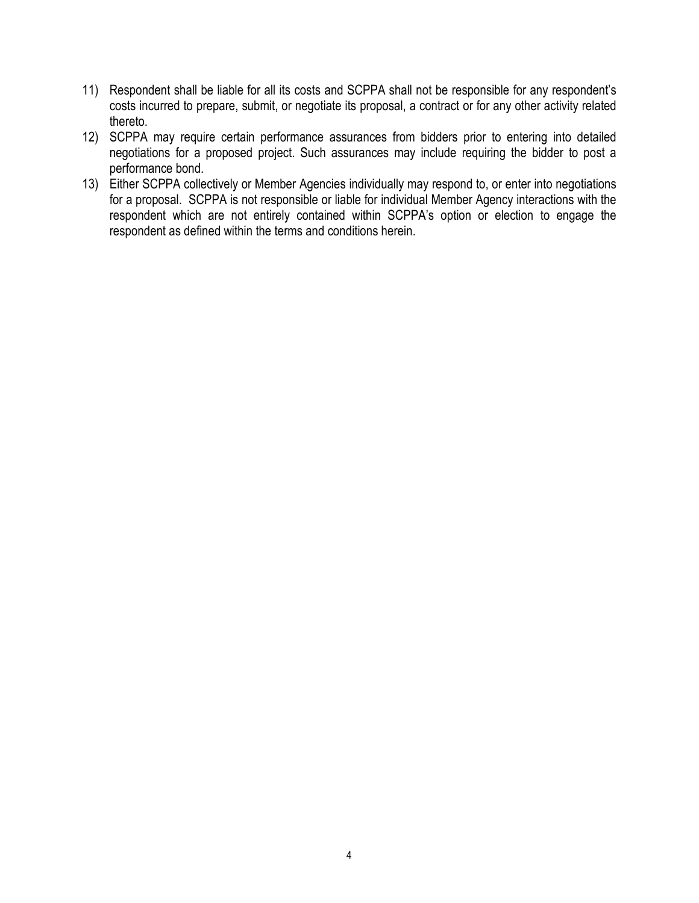11) Respondent shall be liable for all its costs and SCPPA shall not be responsible for any respondent's costs incurred to prepare, submit, or negotiate its proposal, a contract or for any other activity related thereto.
12) SCPPA may require certain performance assurances from bidders prior to entering into detailed negotiations for a proposed project. Such assurances may include requiring the bidder to post a performance bond.
13) Either SCPPA collectively or Member Agencies individually may respond to, or enter into negotiations for a proposal. SCPPA is not responsible or liable for individual Member Agency interactions with the respondent which are not entirely contained within SCPPA's option or election to engage the respondent as defined within the terms and conditions herein.